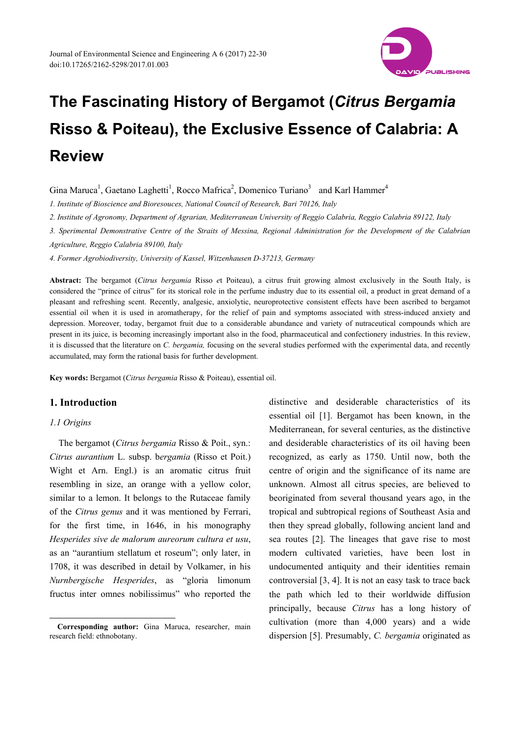# The Fascinating History of Bergamot (*Citrus Bergamia* Risso & Poiteau), the Exclusive Essence of Calabria: A Review

Gina Maruca[1], Gaetano Laghetti[1], Rocco Mafrica[2], Domenico Turiano[3] and Karl Hammer[4]

*1. Institute of Bioscience and Bioresouces, National Council of Research, Bari 70126, Italy*

*2. Institute of Agronomy, Department of Agrarian, Mediterranean University of Reggio Calabria, Reggio Calabria 89122, Italy*

*3. Sperimental Demonstrative Centre of the Straits of Messina, Regional Administration for the Development of the Calabrian Agriculture, Reggio Calabria 89100, Italy*

*4. Former Agrobiodiversity, University of Kassel, Witzenhausen D-37213, Germany*

**Abstract:** The bergamot (*Citrus bergamia* Risso *e*t Poiteau), a citrus fruit growing almost exclusively in the South Italy, is considered the "prince of citrus" for its storical role in the perfume industry due to its essential oil, a product in great demand of a pleasant and refreshing scent. Recently, analgesic, anxiolytic, neuroprotective consistent effects have been ascribed to bergamot essential oil when it is used in aromatherapy, for the relief of pain and symptoms associated with stress-induced anxiety and depression. Moreover, today, bergamot fruit due to a considerable abundance and variety of nutraceutical compounds which are present in its juice, is becoming increasingly important also in the food, pharmaceutical and confectionery industries. In this review, it is discussed that the literature on *C. bergamia,* focusing on the several studies performed with the experimental data, and recently accumulated, may form the rational basis for further development.

**Key words:** Bergamot (*Citrus bergamia* Risso & Poiteau), essential oil.

## 1. Introduction

### *1.1 Origins*

The bergamot (*Citrus bergamia* Risso & Poit., syn.: *Citrus aurantium* L. subsp. b*ergamia* (Risso et Poit.) Wight et Arn. Engl.) is an aromatic citrus fruit resembling in size, an orange with a yellow color, similar to a lemon. It belongs to the Rutaceae family of the *Citrus genus* and it was mentioned by Ferrari, for the first time, in 1646, in his monography *Hesperides sive de malorum aureorum cultura et usu*, as an "aurantium stellatum et roseum"; only later, in 1708, it was described in detail by Volkamer, in his *Nurnbergische Hesperides*, as "gloria limonum fructus inter omnes nobilissimus" who reported the distinctive and desiderable characteristics of its essential oil [1]. Bergamot has been known, in the Mediterranean, for several centuries, as the distinctive and desiderable characteristics of its oil having been recognized, as early as 1750. Until now, both the centre of origin and the significance of its name are unknown. Almost all citrus species, are believed to beoriginated from several thousand years ago, in the tropical and subtropical regions of Southeast Asia and then they spread globally, following ancient land and sea routes [2]. The lineages that gave rise to most modern cultivated varieties, have been lost in undocumented antiquity and their identities remain controversial [3, 4]. It is not an easy task to trace back the path which led to their worldwide diffusion principally, because *Citrus* has a long history of cultivation (more than 4,000 years) and a wide dispersion [5]. Presumably, *C. bergamia* originated as

---

**Corresponding author:** Gina Maruca, researcher, main research field: ethnobotany.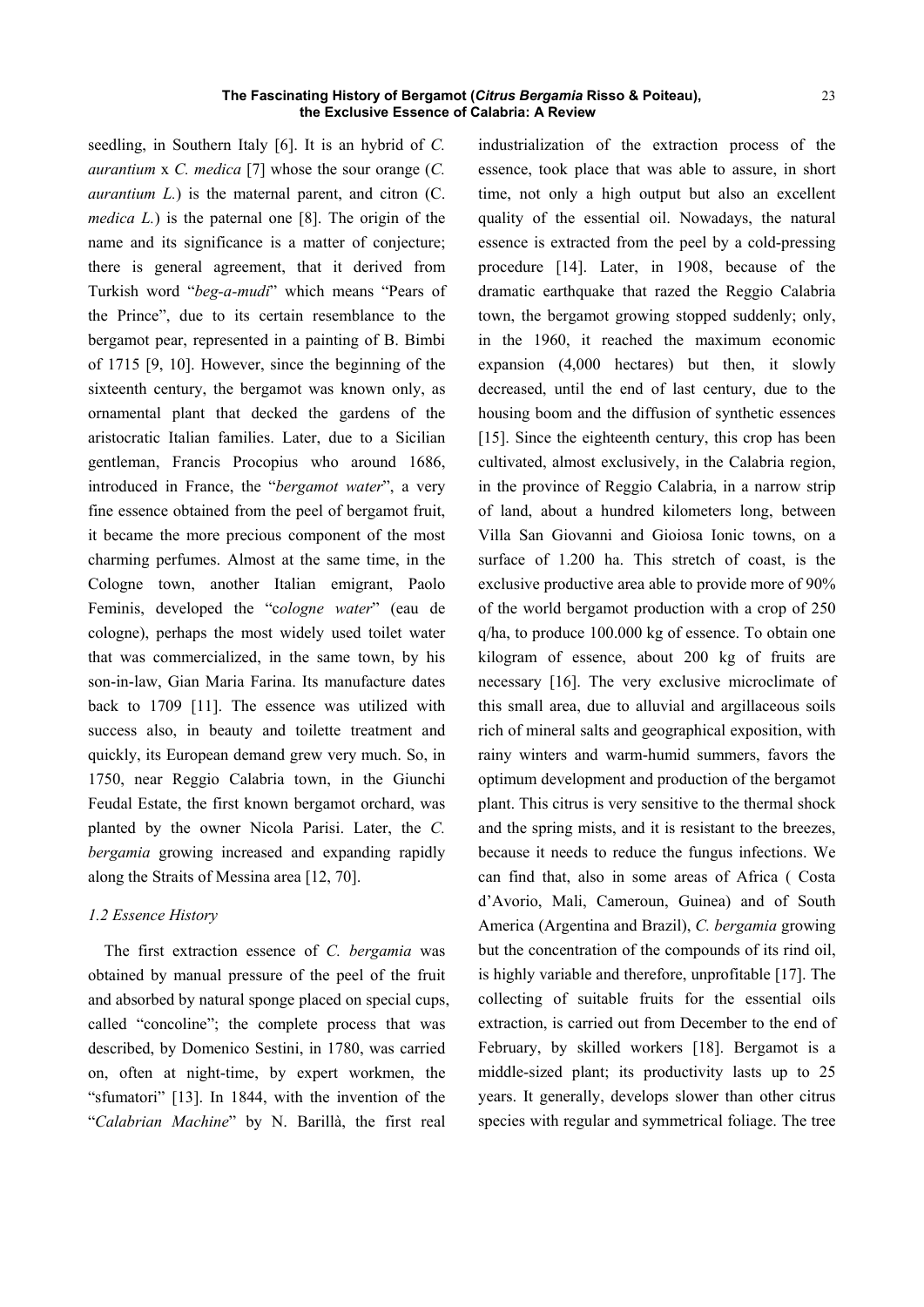seedling, in Southern Italy [6]. It is an hybrid of *C. aurantium* x *C. medica* [7] whose the sour orange (*C. aurantium L.*) is the maternal parent, and citron (C. *medica L.*) is the paternal one [8]. The origin of the name and its significance is a matter of conjecture; there is general agreement, that it derived from Turkish word "*beg-a-mudi*" which means "Pears of the Prince", due to its certain resemblance to the bergamot pear, represented in a painting of B. Bimbi of 1715 [9, 10]. However, since the beginning of the sixteenth century, the bergamot was known only, as ornamental plant that decked the gardens of the aristocratic Italian families. Later, due to a Sicilian gentleman, Francis Procopius who around 1686, introduced in France, the "*bergamot water*", a very fine essence obtained from the peel of bergamot fruit, it became the more precious component of the most charming perfumes. Almost at the same time, in the Cologne town, another Italian emigrant, Paolo Feminis, developed the "c*ologne water*" (eau de cologne), perhaps the most widely used toilet water that was commercialized, in the same town, by his son-in-law, Gian Maria Farina. Its manufacture dates back to 1709 [11]. The essence was utilized with success also, in beauty and toilette treatment and quickly, its European demand grew very much. So, in 1750, near Reggio Calabria town, in the Giunchi Feudal Estate, the first known bergamot orchard, was planted by the owner Nicola Parisi. Later, the *C. bergamia* growing increased and expanding rapidly along the Straits of Messina area [12, 70].

### *1.2 Essence History*

The first extraction essence of *C. bergamia* was obtained by manual pressure of the peel of the fruit and absorbed by natural sponge placed on special cups, called "concoline"; the complete process that was described, by Domenico Sestini, in 1780, was carried on, often at night-time, by expert workmen, the "sfumatori" [13]. In 1844, with the invention of the "*Calabrian Machine*" by N. Barillà, the first real industrialization of the extraction process of the essence, took place that was able to assure, in short time, not only a high output but also an excellent quality of the essential oil. Nowadays, the natural essence is extracted from the peel by a cold-pressing procedure [14]. Later, in 1908, because of the dramatic earthquake that razed the Reggio Calabria town, the bergamot growing stopped suddenly; only, in the 1960, it reached the maximum economic expansion (4,000 hectares) but then, it slowly decreased, until the end of last century, due to the housing boom and the diffusion of synthetic essences [15]. Since the eighteenth century, this crop has been cultivated, almost exclusively, in the Calabria region, in the province of Reggio Calabria, in a narrow strip of land, about a hundred kilometers long, between Villa San Giovanni and Gioiosa Ionic towns, on a surface of 1.200 ha. This stretch of coast, is the exclusive productive area able to provide more of 90% of the world bergamot production with a crop of 250 q/ha, to produce 100.000 kg of essence. To obtain one kilogram of essence, about 200 kg of fruits are necessary [16]. The very exclusive microclimate of this small area, due to alluvial and argillaceous soils rich of mineral salts and geographical exposition, with rainy winters and warm-humid summers, favors the optimum development and production of the bergamot plant. This citrus is very sensitive to the thermal shock and the spring mists, and it is resistant to the breezes, because it needs to reduce the fungus infections. We can find that, also in some areas of Africa ( Costa d'Avorio, Mali, Cameroun, Guinea) and of South America (Argentina and Brazil), *C. bergamia* growing but the concentration of the compounds of its rind oil, is highly variable and therefore, unprofitable [17]. The collecting of suitable fruits for the essential oils extraction, is carried out from December to the end of February, by skilled workers [18]. Bergamot is a middle-sized plant; its productivity lasts up to 25 years. It generally, develops slower than other citrus species with regular and symmetrical foliage. The tree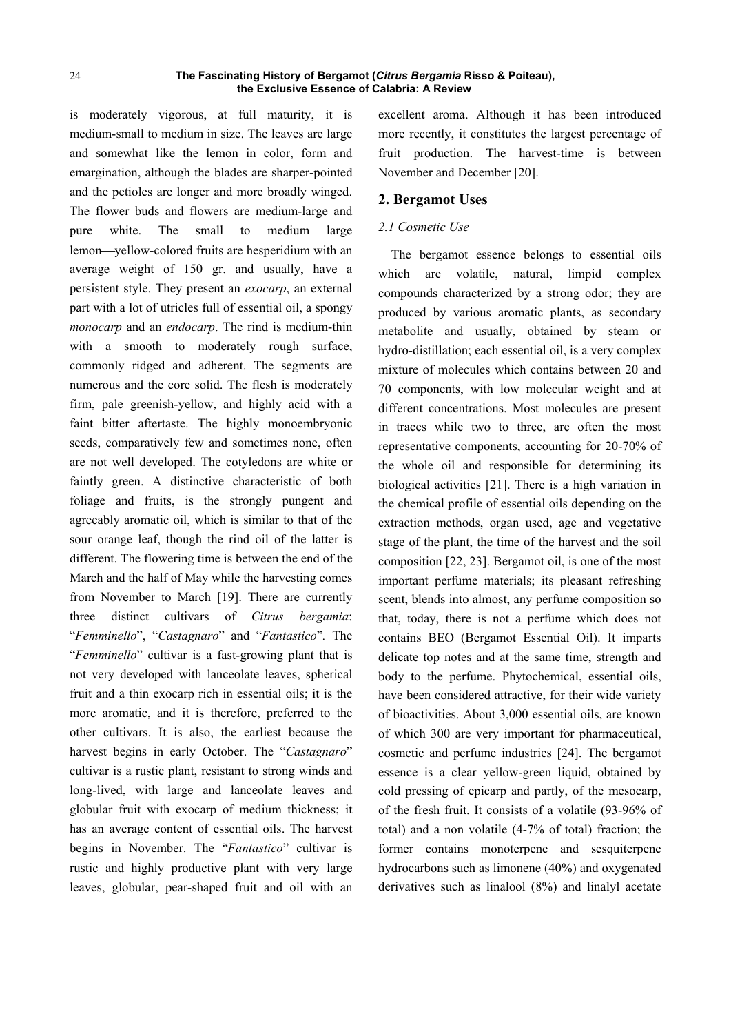is moderately vigorous, at full maturity, it is medium-small to medium in size. The leaves are large and somewhat like the lemon in color, form and emargination, although the blades are sharper-pointed and the petioles are longer and more broadly winged. The flower buds and flowers are medium-large and pure white. The small to medium large lemon—yellow-colored fruits are hesperidium with an average weight of 150 gr. and usually, have a persistent style. They present an *exocarp*, an external part with a lot of utricles full of essential oil, a spongy *monocarp* and an *endocarp*. The rind is medium-thin with a smooth to moderately rough surface, commonly ridged and adherent. The segments are numerous and the core solid. The flesh is moderately firm, pale greenish-yellow, and highly acid with a faint bitter aftertaste. The highly monoembryonic seeds, comparatively few and sometimes none, often are not well developed. The cotyledons are white or faintly green. A distinctive characteristic of both foliage and fruits, is the strongly pungent and agreeably aromatic oil, which is similar to that of the sour orange leaf, though the rind oil of the latter is different. The flowering time is between the end of the March and the half of May while the harvesting comes from November to March [19]. There are currently three distinct cultivars of *Citrus bergamia*: "*Femminello*", "*Castagnaro*" and "*Fantastico*". The "*Femminello*" cultivar is a fast-growing plant that is not very developed with lanceolate leaves, spherical fruit and a thin exocarp rich in essential oils; it is the more aromatic, and it is therefore, preferred to the other cultivars. It is also, the earliest because the harvest begins in early October. The "*Castagnaro*" cultivar is a rustic plant, resistant to strong winds and long-lived, with large and lanceolate leaves and globular fruit with exocarp of medium thickness; it has an average content of essential oils. The harvest begins in November. The "*Fantastico*" cultivar is rustic and highly productive plant with very large leaves, globular, pear-shaped fruit and oil with an excellent aroma. Although it has been introduced more recently, it constitutes the largest percentage of fruit production. The harvest-time is between November and December [20].

## 2. Bergamot Uses

### *2.1 Cosmetic Use*

The bergamot essence belongs to essential oils which are volatile, natural, limpid complex compounds characterized by a strong odor; they are produced by various aromatic plants, as secondary metabolite and usually, obtained by steam or hydro-distillation; each essential oil, is a very complex mixture of molecules which contains between 20 and 70 components, with low molecular weight and at different concentrations. Most molecules are present in traces while two to three, are often the most representative components, accounting for 20-70% of the whole oil and responsible for determining its biological activities [21]. There is a high variation in the chemical profile of essential oils depending on the extraction methods, organ used, age and vegetative stage of the plant, the time of the harvest and the soil composition [22, 23]. Bergamot oil, is one of the most important perfume materials; its pleasant refreshing scent, blends into almost, any perfume composition so that, today, there is not a perfume which does not contains BEO (Bergamot Essential Oil). It imparts delicate top notes and at the same time, strength and body to the perfume. Phytochemical, essential oils, have been considered attractive, for their wide variety of bioactivities. About 3,000 essential oils, are known of which 300 are very important for pharmaceutical, cosmetic and perfume industries [24]. The bergamot essence is a clear yellow-green liquid, obtained by cold pressing of epicarp and partly, of the mesocarp, of the fresh fruit. It consists of a volatile (93-96% of total) and a non volatile (4-7% of total) fraction; the former contains monoterpene and sesquiterpene hydrocarbons such as limonene (40%) and oxygenated derivatives such as linalool (8%) and linalyl acetate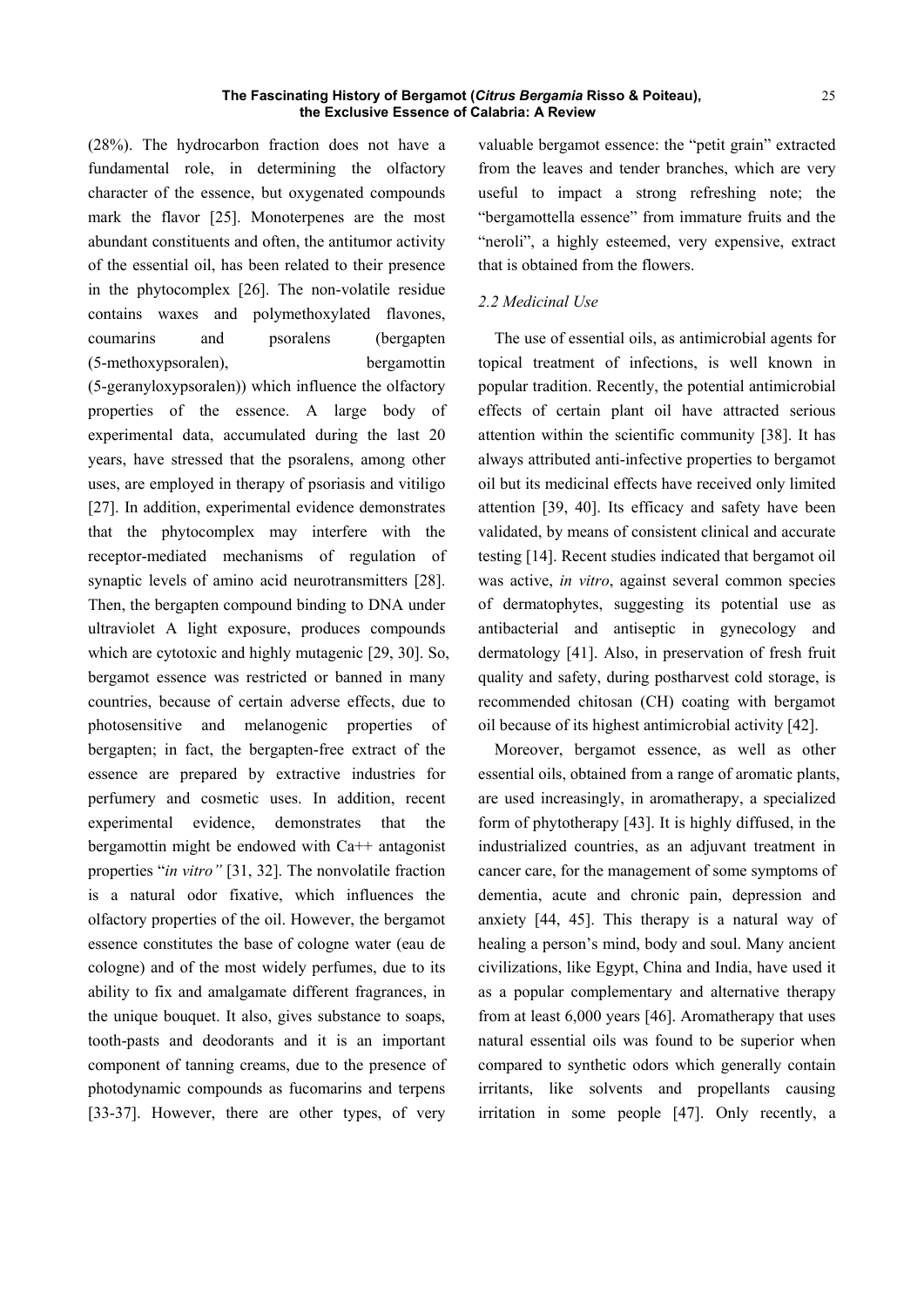(28%). The hydrocarbon fraction does not have a fundamental role, in determining the olfactory character of the essence, but oxygenated compounds mark the flavor [25]. Monoterpenes are the most abundant constituents and often, the antitumor activity of the essential oil, has been related to their presence in the phytocomplex [26]. The non-volatile residue contains waxes and polymethoxylated flavones, coumarins and psoralens (bergapten (5-methoxypsoralen), bergamottin (5-geranyloxypsoralen)) which influence the olfactory properties of the essence. A large body of experimental data, accumulated during the last 20 years, have stressed that the psoralens, among other uses, are employed in therapy of psoriasis and vitiligo [27]. In addition, experimental evidence demonstrates that the phytocomplex may interfere with the receptor-mediated mechanisms of regulation of synaptic levels of amino acid neurotransmitters [28]. Then, the bergapten compound binding to DNA under ultraviolet A light exposure, produces compounds which are cytotoxic and highly mutagenic [29, 30]. So, bergamot essence was restricted or banned in many countries, because of certain adverse effects, due to photosensitive and melanogenic properties of bergapten; in fact, the bergapten-free extract of the essence are prepared by extractive industries for perfumery and cosmetic uses. In addition, recent experimental evidence, demonstrates that the bergamottin might be endowed with $Ca^{++}$ antagonist properties "*in vitro"* [31, 32]. The nonvolatile fraction is a natural odor fixative, which influences the olfactory properties of the oil. However, the bergamot essence constitutes the base of cologne water (eau de cologne) and of the most widely perfumes, due to its ability to fix and amalgamate different fragrances, in the unique bouquet. It also, gives substance to soaps, tooth-pasts and deodorants and it is an important component of tanning creams, due to the presence of photodynamic compounds as fucomarins and terpens [33-37]. However, there are other types, of very valuable bergamot essence: the "petit grain" extracted from the leaves and tender branches, which are very useful to impact a strong refreshing note; the "bergamottella essence" from immature fruits and the "neroli", a highly esteemed, very expensive, extract that is obtained from the flowers.

### *2.2 Medicinal Use*

The use of essential oils, as antimicrobial agents for topical treatment of infections, is well known in popular tradition. Recently, the potential antimicrobial effects of certain plant oil have attracted serious attention within the scientific community [38]. It has always attributed anti-infective properties to bergamot oil but its medicinal effects have received only limited attention [39, 40]. Its efficacy and safety have been validated, by means of consistent clinical and accurate testing [14]. Recent studies indicated that bergamot oil was active, *in vitro*, against several common species of dermatophytes, suggesting its potential use as antibacterial and antiseptic in gynecology and dermatology [41]. Also, in preservation of fresh fruit quality and safety, during postharvest cold storage, is recommended chitosan (CH) coating with bergamot oil because of its highest antimicrobial activity [42].

Moreover, bergamot essence, as well as other essential oils, obtained from a range of aromatic plants, are used increasingly, in aromatherapy, a specialized form of phytotherapy [43]. It is highly diffused, in the industrialized countries, as an adjuvant treatment in cancer care, for the management of some symptoms of dementia, acute and chronic pain, depression and anxiety [44, 45]. This therapy is a natural way of healing a person's mind, body and soul. Many ancient civilizations, like Egypt, China and India, have used it as a popular complementary and alternative therapy from at least 6,000 years [46]. Aromatherapy that uses natural essential oils was found to be superior when compared to synthetic odors which generally contain irritants, like solvents and propellants causing irritation in some people [47]. Only recently, a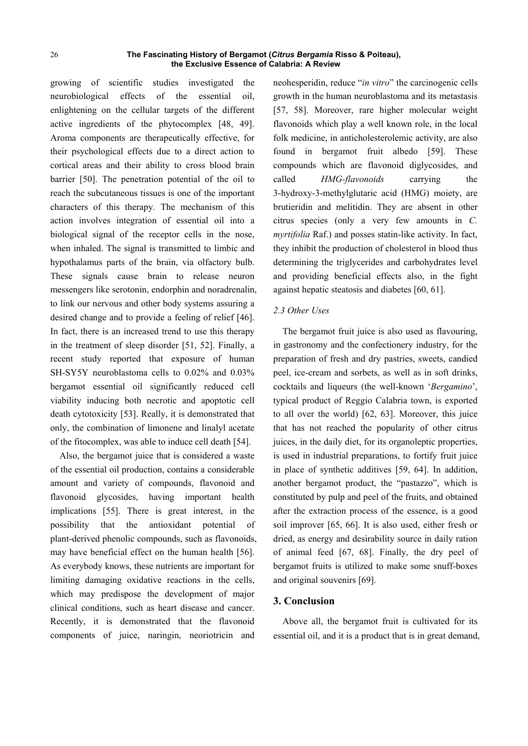growing of scientific studies investigated the neurobiological effects of the essential oil, enlightening on the cellular targets of the different active ingredients of the phytocomplex [48, 49]. Aroma components are therapeutically effective, for their psychological effects due to a direct action to cortical areas and their ability to cross blood brain barrier [50]. The penetration potential of the oil to reach the subcutaneous tissues is one of the important characters of this therapy. The mechanism of this action involves integration of essential oil into a biological signal of the receptor cells in the nose, when inhaled. The signal is transmitted to limbic and hypothalamus parts of the brain, via olfactory bulb. These signals cause brain to release neuron messengers like serotonin, endorphin and noradrenalin, to link our nervous and other body systems assuring a desired change and to provide a feeling of relief [46]. In fact, there is an increased trend to use this therapy in the treatment of sleep disorder [51, 52]. Finally, a recent study reported that exposure of human SH-SY5Y neuroblastoma cells to 0.02% and 0.03% bergamot essential oil significantly reduced cell viability inducing both necrotic and apoptotic cell death cytotoxicity [53]. Really, it is demonstrated that only, the combination of limonene and linalyl acetate of the fitocomplex, was able to induce cell death [54].

Also, the bergamot juice that is considered a waste of the essential oil production, contains a considerable amount and variety of compounds, flavonoid and flavonoid glycosides, having important health implications [55]. There is great interest, in the possibility that the antioxidant potential of plant-derived phenolic compounds, such as flavonoids, may have beneficial effect on the human health [56]. As everybody knows, these nutrients are important for limiting damaging oxidative reactions in the cells, which may predispose the development of major clinical conditions, such as heart disease and cancer. Recently, it is demonstrated that the flavonoid components of juice, naringin, neoriotricin and neohesperidin, reduce "*in vitro*" the carcinogenic cells growth in the human neuroblastoma and its metastasis [57, 58]. Moreover, rare higher molecular weight flavonoids which play a well known role, in the local folk medicine, in anticholesterolemic activity, are also found in bergamot fruit albedo [59]. These compounds which are flavonoid diglycosides, and called *HMG-flavonoids* carrying the 3-hydroxy-3-methylglutaric acid (HMG) moiety, are brutieridin and melitidin. They are absent in other citrus species (only a very few amounts in *C. myrtifolia* Raf.) and posses statin-like activity. In fact, they inhibit the production of cholesterol in blood thus determining the triglycerides and carbohydrates level and providing beneficial effects also, in the fight against hepatic steatosis and diabetes [60, 61].

### 2.3 Other Uses

The bergamot fruit juice is also used as flavouring, in gastronomy and the confectionery industry, for the preparation of fresh and dry pastries, sweets, candied peel, ice-cream and sorbets, as well as in soft drinks, cocktails and liqueurs (the well-known '*Bergamino*', typical product of Reggio Calabria town, is exported to all over the world) [62, 63]. Moreover, this juice that has not reached the popularity of other citrus juices, in the daily diet, for its organoleptic properties, is used in industrial preparations, to fortify fruit juice in place of synthetic additives [59, 64]. In addition, another bergamot product, the "pastazzo", which is constituted by pulp and peel of the fruits, and obtained after the extraction process of the essence, is a good soil improver [65, 66]. It is also used, either fresh or dried, as energy and desirability source in daily ration of animal feed [67, 68]. Finally, the dry peel of bergamot fruits is utilized to make some snuff-boxes and original souvenirs [69].

## 3. Conclusion

Above all, the bergamot fruit is cultivated for its essential oil, and it is a product that is in great demand,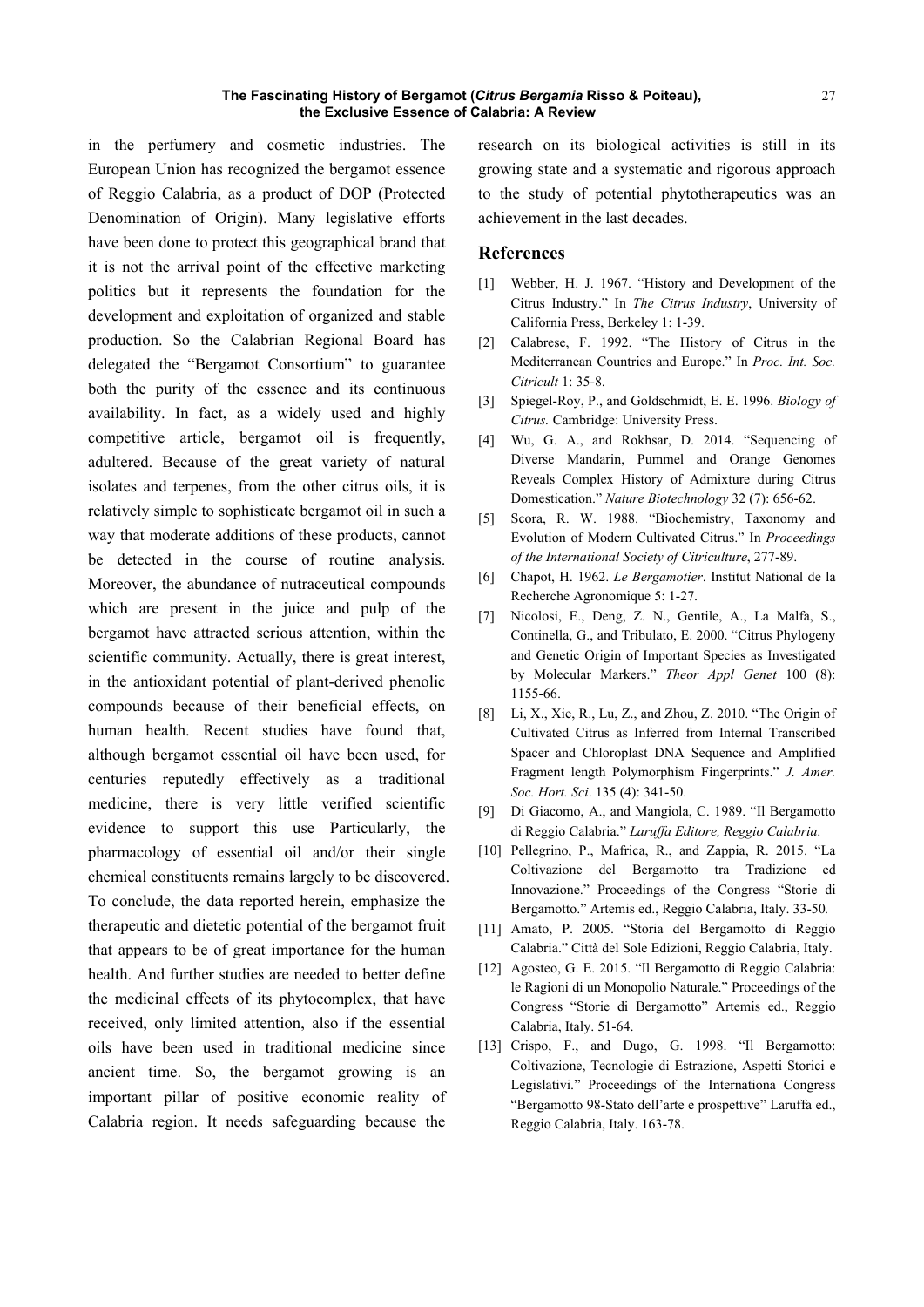in the perfumery and cosmetic industries. The European Union has recognized the bergamot essence of Reggio Calabria, as a product of DOP (Protected Denomination of Origin). Many legislative efforts have been done to protect this geographical brand that it is not the arrival point of the effective marketing politics but it represents the foundation for the development and exploitation of organized and stable production. So the Calabrian Regional Board has delegated the "Bergamot Consortium" to guarantee both the purity of the essence and its continuous availability. In fact, as a widely used and highly competitive article, bergamot oil is frequently, adultered. Because of the great variety of natural isolates and terpenes, from the other citrus oils, it is relatively simple to sophisticate bergamot oil in such a way that moderate additions of these products, cannot be detected in the course of routine analysis. Moreover, the abundance of nutraceutical compounds which are present in the juice and pulp of the bergamot have attracted serious attention, within the scientific community. Actually, there is great interest, in the antioxidant potential of plant-derived phenolic compounds because of their beneficial effects, on human health. Recent studies have found that, although bergamot essential oil have been used, for centuries reputedly effectively as a traditional medicine, there is very little verified scientific evidence to support this use Particularly, the pharmacology of essential oil and/or their single chemical constituents remains largely to be discovered. To conclude, the data reported herein, emphasize the therapeutic and dietetic potential of the bergamot fruit that appears to be of great importance for the human health. And further studies are needed to better define the medicinal effects of its phytocomplex, that have received, only limited attention, also if the essential oils have been used in traditional medicine since ancient time. So, the bergamot growing is an important pillar of positive economic reality of Calabria region. It needs safeguarding because the research on its biological activities is still in its growing state and a systematic and rigorous approach to the study of potential phytotherapeutics was an achievement in the last decades.

## References

[1] Webber, H. J. 1967. "History and Development of the Citrus Industry." In *The Citrus Industry*, University of California Press, Berkeley 1: 1-39.

[2] Calabrese, F. 1992. "The History of Citrus in the Mediterranean Countries and Europe." In *Proc. Int. Soc. Citricult* 1: 35-8.

[3] Spiegel-Roy, P., and Goldschmidt, E. E. 1996. *Biology of Citrus.* Cambridge: University Press.

[4] Wu, G. A., and Rokhsar, D. 2014. "Sequencing of Diverse Mandarin, Pummel and Orange Genomes Reveals Complex History of Admixture during Citrus Domestication." *Nature Biotechnology* 32 (7): 656-62.

[5] Scora, R. W. 1988. "Biochemistry, Taxonomy and Evolution of Modern Cultivated Citrus." In *Proceedings of the International Society of Citriculture*, 277-89.

[6] Chapot, H. 1962. *Le Bergamotier*. Institut National de la Recherche Agronomique 5: 1-27.

[7] Nicolosi, E., Deng, Z. N., Gentile, A., La Malfa, S., Continella, G., and Tribulato, E. 2000. "Citrus Phylogeny and Genetic Origin of Important Species as Investigated by Molecular Markers." *Theor Appl Genet* 100 (8): 1155-66.

[8] Li, X., Xie, R., Lu, Z., and Zhou, Z. 2010. "The Origin of Cultivated Citrus as Inferred from Internal Transcribed Spacer and Chloroplast DNA Sequence and Amplified Fragment length Polymorphism Fingerprints." *J. Amer. Soc. Hort. Sci*. 135 (4): 341-50.

[9] Di Giacomo, A., and Mangiola, C. 1989. "Il Bergamotto di Reggio Calabria." *Laruffa Editore, Reggio Calabria*.

[10] Pellegrino, P., Mafrica, R., and Zappia, R. 2015. "La Coltivazione del Bergamotto tra Tradizione ed Innovazione." Proceedings of the Congress "Storie di Bergamotto." Artemis ed., Reggio Calabria, Italy. 33-50.

[11] Amato, P. 2005. "Storia del Bergamotto di Reggio Calabria." Città del Sole Edizioni, Reggio Calabria, Italy.

[12] Agosteo, G. E. 2015. "Il Bergamotto di Reggio Calabria: le Ragioni di un Monopolio Naturale." Proceedings of the Congress "Storie di Bergamotto" Artemis ed., Reggio Calabria, Italy. 51-64.

[13] Crispo, F., and Dugo, G. 1998. "Il Bergamotto: Coltivazione, Tecnologie di Estrazione, Aspetti Storici e Legislativi." Proceedings of the Internationa Congress "Bergamotto 98-Stato dell'arte e prospettive" Laruffa ed., Reggio Calabria, Italy. 163-78.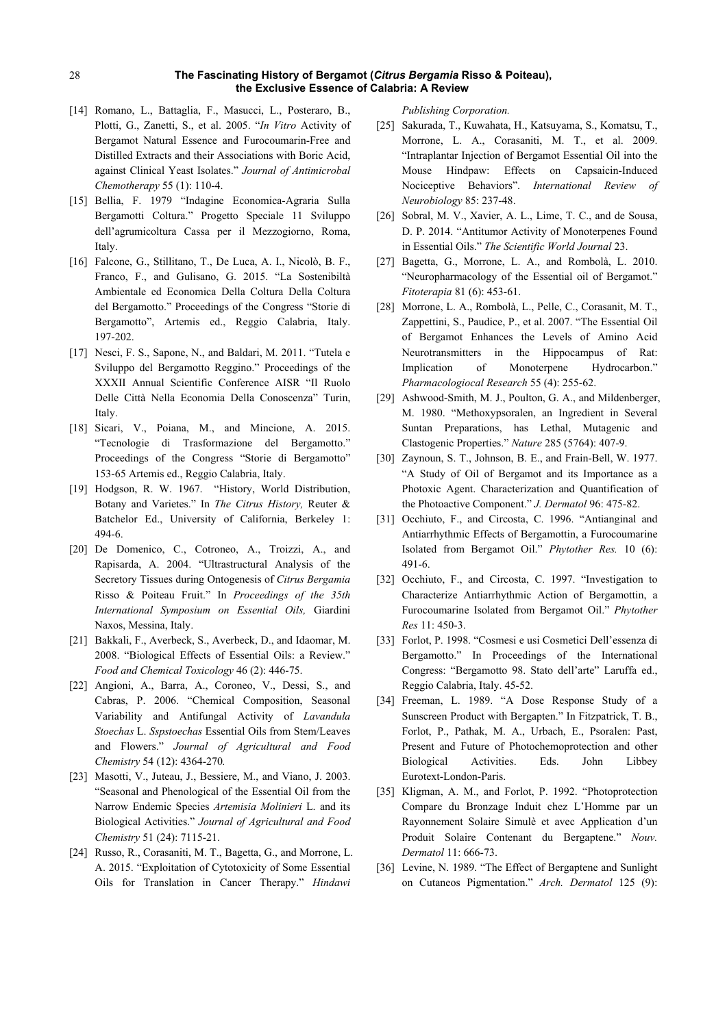[14] Romano, L., Battaglia, F., Masucci, L., Posteraro, B., Plotti, G., Zanetti, S., et al. 2005. "*In Vitro* Activity of Bergamot Natural Essence and Furocoumarin-Free and Distilled Extracts and their Associations with Boric Acid, against Clinical Yeast Isolates." *Journal of Antimicrobal Chemotherapy* 55 (1): 110-4.

[15] Bellia, F. 1979 "Indagine Economica-Agraria Sulla Bergamotti Coltura." Progetto Speciale 11 Sviluppo dell'agrumicoltura Cassa per il Mezzogiorno, Roma, Italy.

[16] Falcone, G., Stillitano, T., De Luca, A. I., Nicolò, B. F., Franco, F., and Gulisano, G. 2015. "La Sostenibiltà Ambientale ed Economica Della Coltura Della Coltura del Bergamotto." Proceedings of the Congress "Storie di Bergamotto", Artemis ed., Reggio Calabria, Italy. 197-202.

[17] Nesci, F. S., Sapone, N., and Baldari, M. 2011. "Tutela e Sviluppo del Bergamotto Reggino." Proceedings of the XXXII Annual Scientific Conference AISR "Il Ruolo Delle Città Nella Economia Della Conoscenza" Turin, Italy.

[18] Sicari, V., Poiana, M., and Mincione, A. 2015. "Tecnologie di Trasformazione del Bergamotto." Proceedings of the Congress "Storie di Bergamotto" 153-65 Artemis ed., Reggio Calabria, Italy.

[19] Hodgson, R. W. 1967. "History, World Distribution, Botany and Varietes." In *The Citrus History,* Reuter & Batchelor Ed., University of California, Berkeley 1: 494-6.

[20] De Domenico, C., Cotroneo, A., Troizzi, A., and Rapisarda, A. 2004. "Ultrastructural Analysis of the Secretory Tissues during Ontogenesis of *Citrus Bergamia* Risso & Poiteau Fruit." In *Proceedings of the 35th International Symposium on Essential Oils,* Giardini Naxos, Messina, Italy.

[21] Bakkali, F., Averbeck, S., Averbeck, D., and Idaomar, M. 2008. "Biological Effects of Essential Oils: a Review." *Food and Chemical Toxicology* 46 (2): 446-75.

[22] Angioni, A., Barra, A., Coroneo, V., Dessi, S., and Cabras, P. 2006. "Chemical Composition, Seasonal Variability and Antifungal Activity of *Lavandula Stoechas* L. *Sspstoechas* Essential Oils from Stem/Leaves and Flowers." *Journal of Agricultural and Food Chemistry* 54 (12): 4364-270*.*

[23] Masotti, V., Juteau, J., Bessiere, M., and Viano, J. 2003. "Seasonal and Phenological of the Essential Oil from the Narrow Endemic Species *Artemisia Molinieri* L. and its Biological Activities." *Journal of Agricultural and Food Chemistry* 51 (24): 7115-21.

[24] Russo, R., Corasaniti, M. T., Bagetta, G., and Morrone, L. A. 2015. "Exploitation of Cytotoxicity of Some Essential Oils for Translation in Cancer Therapy." *Hindawi Publishing Corporation.*

[25] Sakurada, T., Kuwahata, H., Katsuyama, S., Komatsu, T., Morrone, L. A., Corasaniti, M. T., et al. 2009. "Intraplantar Injection of Bergamot Essential Oil into the Mouse Hindpaw: Effects on Capsaicin-Induced Nociceptive Behaviors". *International Review of Neurobiology* 85: 237-48.

[26] Sobral, M. V., Xavier, A. L., Lime, T. C., and de Sousa, D. P. 2014. "Antitumor Activity of Monoterpenes Found in Essential Oils." *The Scientific World Journal* 23.

[27] Bagetta, G., Morrone, L. A., and Rombolà, L. 2010. "Neuropharmacology of the Essential oil of Bergamot." *Fitoterapia* 81 (6): 453-61.

[28] Morrone, L. A., Rombolà, L., Pelle, C., Corasanit, M. T., Zappettini, S., Paudice, P., et al. 2007. "The Essential Oil of Bergamot Enhances the Levels of Amino Acid Neurotransmitters in the Hippocampus of Rat: Implication of Monoterpene Hydrocarbon." *Pharmacologiocal Research* 55 (4): 255-62.

[29] Ashwood-Smith, M. J., Poulton, G. A., and Mildenberger, M. 1980. "Methoxypsoralen, an Ingredient in Several Suntan Preparations, has Lethal, Mutagenic and Clastogenic Properties." *Nature* 285 (5764): 407-9.

[30] Zaynoun, S. T., Johnson, B. E., and Frain-Bell, W. 1977. "A Study of Oil of Bergamot and its Importance as a Photoxic Agent. Characterization and Quantification of the Photoactive Component." *J. Dermatol* 96: 475-82.

[31] Occhiuto, F., and Circosta, C. 1996. "Antianginal and Antiarrhythmic Effects of Bergamottin, a Furocoumarine Isolated from Bergamot Oil." *Phytother Res.* 10 (6): 491-6.

[32] Occhiuto, F., and Circosta, C. 1997. "Investigation to Characterize Antiarrhythmic Action of Bergamottin, a Furocoumarine Isolated from Bergamot Oil." *Phytother Res* 11: 450-3.

[33] Forlot, P. 1998. "Cosmesi e usi Cosmetici Dell'essenza di Bergamotto." In Proceedings of the International Congress: "Bergamotto 98. Stato dell'arte" Laruffa ed., Reggio Calabria, Italy. 45-52.

[34] Freeman, L. 1989. "A Dose Response Study of a Sunscreen Product with Bergapten." In Fitzpatrick, T. B., Forlot, P., Pathak, M. A., Urbach, E., Psoralen: Past, Present and Future of Photochemoprotection and other Biological Activities. Eds. John Libbey Eurotext-London-Paris.

[35] Kligman, A. M., and Forlot, P. 1992. "Photoprotection Compare du Bronzage Induit chez L'Homme par un Rayonnement Solaire Simulè et avec Application d'un Produit Solaire Contenant du Bergaptene." *Nouv. Dermatol* 11: 666-73.

[36] Levine, N. 1989. "The Effect of Bergaptene and Sunlight on Cutaneos Pigmentation." *Arch. Dermatol* 125 (9):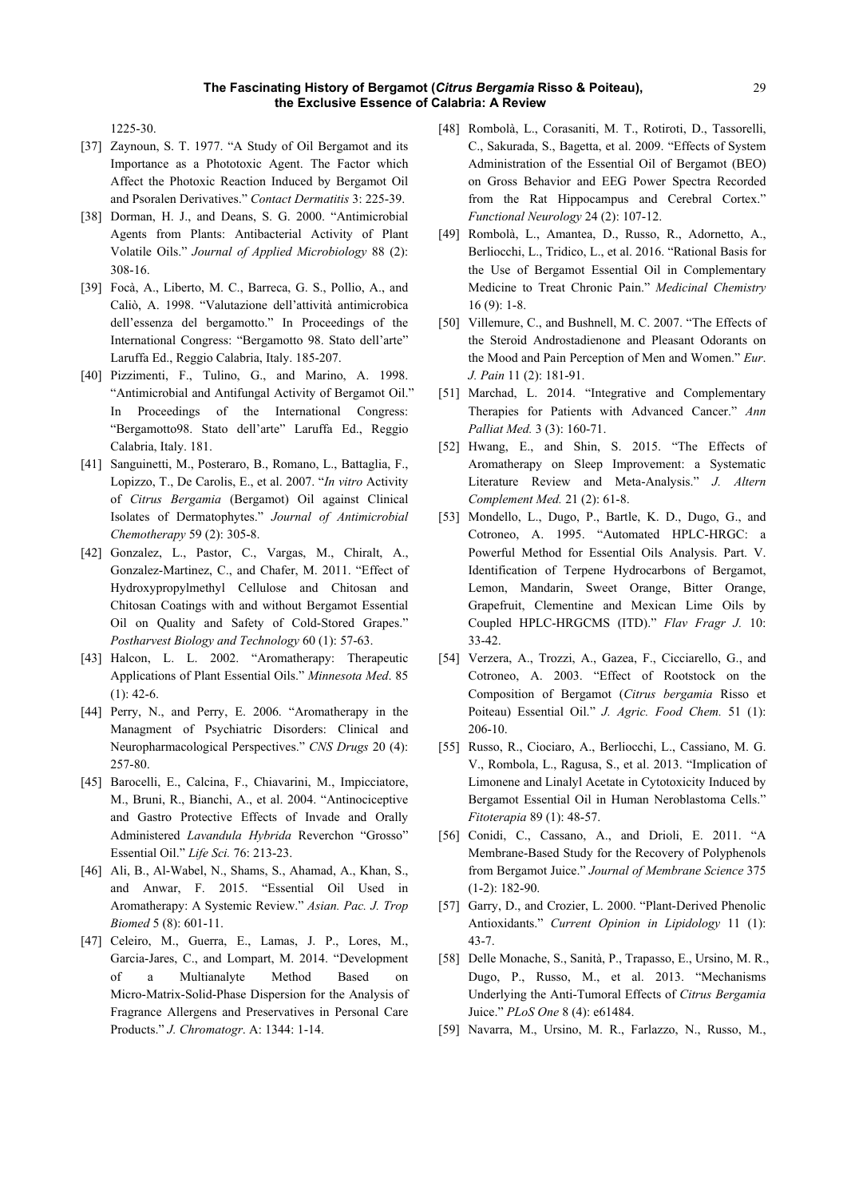1225-30.

[37] Zaynoun, S. T. 1977. "A Study of Oil Bergamot and its Importance as a Phototoxic Agent. The Factor which Affect the Photoxic Reaction Induced by Bergamot Oil and Psoralen Derivatives." *Contact Dermatitis* 3: 225-39.

[38] Dorman, H. J., and Deans, S. G. 2000. "Antimicrobial Agents from Plants: Antibacterial Activity of Plant Volatile Oils." *Journal of Applied Microbiology* 88 (2): 308-16.

[39] Focà, A., Liberto, M. C., Barreca, G. S., Pollio, A., and Caliò, A. 1998. "Valutazione dell'attività antimicrobica dell'essenza del bergamotto." In Proceedings of the International Congress: "Bergamotto 98. Stato dell'arte" Laruffa Ed., Reggio Calabria, Italy. 185-207.

[40] Pizzimenti, F., Tulino, G., and Marino, A. 1998. "Antimicrobial and Antifungal Activity of Bergamot Oil." In Proceedings of the International Congress: "Bergamotto98. Stato dell'arte" Laruffa Ed., Reggio Calabria, Italy. 181.

[41] Sanguinetti, M., Posteraro, B., Romano, L., Battaglia, F., Lopizzo, T., De Carolis, E., et al. 2007. "*In vitro* Activity of *Citrus Bergamia* (Bergamot) Oil against Clinical Isolates of Dermatophytes." *Journal of Antimicrobial Chemotherapy* 59 (2): 305-8.

[42] Gonzalez, L., Pastor, C., Vargas, M., Chiralt, A., Gonzalez-Martinez, C., and Chafer, M. 2011. "Effect of Hydroxypropylmethyl Cellulose and Chitosan and Chitosan Coatings with and without Bergamot Essential Oil on Quality and Safety of Cold-Stored Grapes." *Postharvest Biology and Technology* 60 (1): 57-63.

[43] Halcon, L. L. 2002. "Aromatherapy: Therapeutic Applications of Plant Essential Oils." *Minnesota Med*. 85 (1): 42-6.

[44] Perry, N., and Perry, E. 2006. "Aromatherapy in the Managment of Psychiatric Disorders: Clinical and Neuropharmacological Perspectives." *CNS Drugs* 20 (4): 257-80.

[45] Barocelli, E., Calcina, F., Chiavarini, M., Impicciatore, M., Bruni, R., Bianchi, A., et al. 2004. "Antinociceptive and Gastro Protective Effects of Invade and Orally Administered *Lavandula Hybrida* Reverchon "Grosso" Essential Oil." *Life Sci.* 76: 213-23.

[46] Ali, B., Al-Wabel, N., Shams, S., Ahamad, A., Khan, S., and Anwar, F. 2015. "Essential Oil Used in Aromatherapy: A Systemic Review." *Asian. Pac. J. Trop Biomed* 5 (8): 601-11.

[47] Celeiro, M., Guerra, E., Lamas, J. P., Lores, M., Garcia-Jares, C., and Lompart, M. 2014. "Development of a Multianalyte Method Based on Micro-Matrix-Solid-Phase Dispersion for the Analysis of Fragrance Allergens and Preservatives in Personal Care Products." *J. Chromatogr*. A: 1344: 1-14.

[48] Rombolà, L., Corasaniti, M. T., Rotiroti, D., Tassorelli, C., Sakurada, S., Bagetta, et al. 2009. "Effects of System Administration of the Essential Oil of Bergamot (BEO) on Gross Behavior and EEG Power Spectra Recorded from the Rat Hippocampus and Cerebral Cortex." *Functional Neurology* 24 (2): 107-12.

[49] Rombolà, L., Amantea, D., Russo, R., Adornetto, A., Berliocchi, L., Tridico, L., et al. 2016. "Rational Basis for the Use of Bergamot Essential Oil in Complementary Medicine to Treat Chronic Pain." *Medicinal Chemistry* 16 (9): 1-8.

[50] Villemure, C., and Bushnell, M. C. 2007. "The Effects of the Steroid Androstadienone and Pleasant Odorants on the Mood and Pain Perception of Men and Women." *Eur. J. Pain* 11 (2): 181-91.

[51] Marchad, L. 2014. "Integrative and Complementary Therapies for Patients with Advanced Cancer." *Ann Palliat Med.* 3 (3): 160-71.

[52] Hwang, E., and Shin, S. 2015. "The Effects of Aromatherapy on Sleep Improvement: a Systematic Literature Review and Meta-Analysis." *J. Altern Complement Med.* 21 (2): 61-8.

[53] Mondello, L., Dugo, P., Bartle, K. D., Dugo, G., and Cotroneo, A. 1995. "Automated HPLC-HRGC: a Powerful Method for Essential Oils Analysis. Part. V. Identification of Terpene Hydrocarbons of Bergamot, Lemon, Mandarin, Sweet Orange, Bitter Orange, Grapefruit, Clementine and Mexican Lime Oils by Coupled HPLC-HRGCMS (ITD)." *Flav Fragr J.* 10: 33-42.

[54] Verzera, A., Trozzi, A., Gazea, F., Cicciarello, G., and Cotroneo, A. 2003. "Effect of Rootstock on the Composition of Bergamot (*Citrus bergamia* Risso et Poiteau) Essential Oil." *J. Agric. Food Chem.* 51 (1): 206-10.

[55] Russo, R., Ciociaro, A., Berliocchi, L., Cassiano, M. G. V., Rombola, L., Ragusa, S., et al. 2013. "Implication of Limonene and Linalyl Acetate in Cytotoxicity Induced by Bergamot Essential Oil in Human Neroblastoma Cells." *Fitoterapia* 89 (1): 48-57.

[56] Conidi, C., Cassano, A., and Drioli, E. 2011. "A Membrane-Based Study for the Recovery of Polyphenols from Bergamot Juice." *Journal of Membrane Science* 375 (1-2): 182-90.

[57] Garry, D., and Crozier, L. 2000. "Plant-Derived Phenolic Antioxidants." *Current Opinion in Lipidology* 11 (1): 43-7.

[58] Delle Monache, S., Sanità, P., Trapasso, E., Ursino, M. R., Dugo, P., Russo, M., et al. 2013. "Mechanisms Underlying the Anti-Tumoral Effects of *Citrus Bergamia* Juice." *PLoS One* 8 (4): e61484.

[59] Navarra, M., Ursino, M. R., Farlazzo, N., Russo, M.,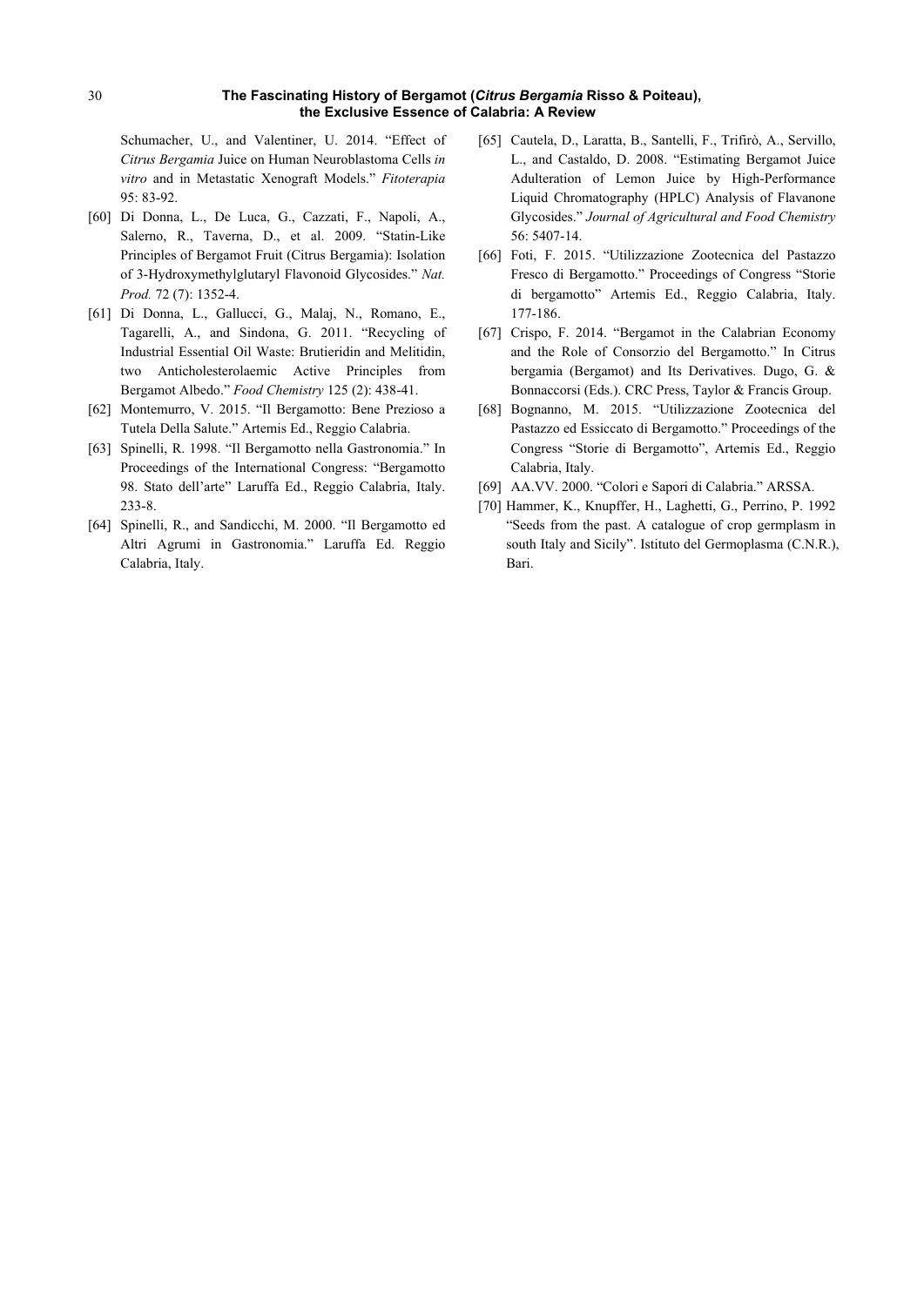Schumacher, U., and Valentiner, U. 2014. "Effect of *Citrus Bergamia* Juice on Human Neuroblastoma Cells *in vitro* and in Metastatic Xenograft Models." *Fitoterapia* 95: 83-92.

[60] Di Donna, L., De Luca, G., Cazzati, F., Napoli, A., Salerno, R., Taverna, D., et al. 2009. "Statin-Like Principles of Bergamot Fruit (Citrus Bergamia): Isolation of 3-Hydroxymethylglutaryl Flavonoid Glycosides." *Nat. Prod.* 72 (7): 1352-4.

[61] Di Donna, L., Gallucci, G., Malaj, N., Romano, E., Tagarelli, A., and Sindona, G. 2011. "Recycling of Industrial Essential Oil Waste: Brutieridin and Melitidin, two Anticholesterolaemic Active Principles from Bergamot Albedo." *Food Chemistry* 125 (2): 438-41.

[62] Montemurro, V. 2015. "Il Bergamotto: Bene Prezioso a Tutela Della Salute." Artemis Ed., Reggio Calabria.

[63] Spinelli, R. 1998. "Il Bergamotto nella Gastronomia." In Proceedings of the International Congress: "Bergamotto 98. Stato dell'arte" Laruffa Ed., Reggio Calabria, Italy. 233-8.

[64] Spinelli, R., and Sandicchi, M. 2000. "Il Bergamotto ed Altri Agrumi in Gastronomia." Laruffa Ed. Reggio Calabria, Italy.

[65] Cautela, D., Laratta, B., Santelli, F., Trifirò, A., Servillo, L., and Castaldo, D. 2008. "Estimating Bergamot Juice Adulteration of Lemon Juice by High-Performance Liquid Chromatography (HPLC) Analysis of Flavanone Glycosides." *Journal of Agricultural and Food Chemistry* 56: 5407-14.

[66] Foti, F. 2015. "Utilizzazione Zootecnica del Pastazzo Fresco di Bergamotto." Proceedings of Congress "Storie di bergamotto" Artemis Ed., Reggio Calabria, Italy. 177-186.

[67] Crispo, F. 2014. "Bergamot in the Calabrian Economy and the Role of Consorzio del Bergamotto." In Citrus bergamia (Bergamot) and Its Derivatives. Dugo, G. & Bonnaccorsi (Eds.). CRC Press, Taylor & Francis Group.

[68] Bognanno, M. 2015. "Utilizzazione Zootecnica del Pastazzo ed Essiccato di Bergamotto." Proceedings of the Congress "Storie di Bergamotto", Artemis Ed., Reggio Calabria, Italy.

[69] AA.VV. 2000. "Colori e Sapori di Calabria." ARSSA.

[70] Hammer, K., Knupffer, H., Laghetti, G., Perrino, P. 1992 "Seeds from the past. A catalogue of crop germplasm in south Italy and Sicily". Istituto del Germoplasma (C.N.R.), Bari.